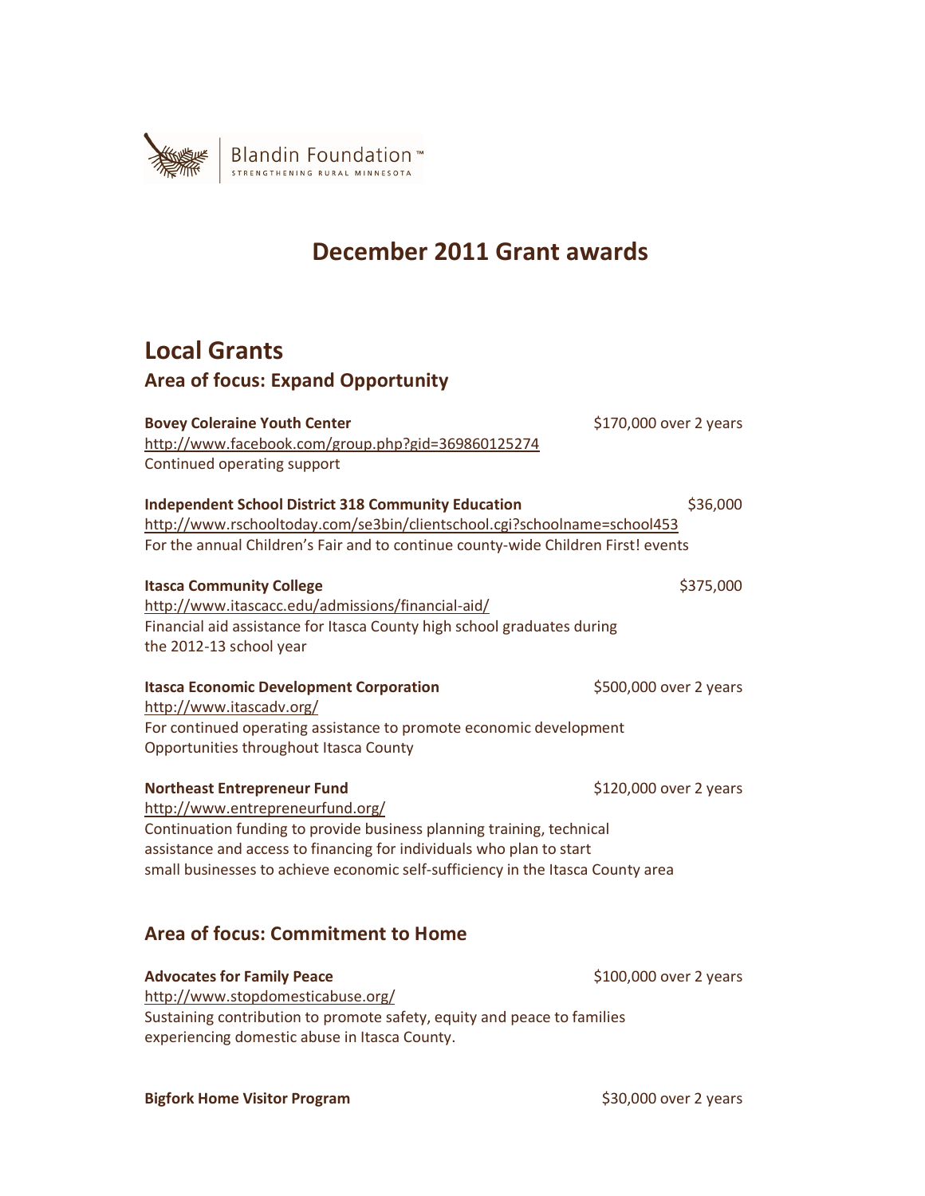Blandin Foundation™
STRENGTHENING RURAL MINNESOTA

# December 2011 Grant awards

## Local Grants

### Area of focus: Expand Opportunity

**Bovey Coleraine Youth Center** — $170,000 over 2 years
http://www.facebook.com/group.php?gid=369860125274
Continued operating support

**Independent School District 318 Community Education** — $36,000
http://www.rschooltoday.com/se3bin/clientschool.cgi?schoolname=school453
For the annual Children's Fair and to continue county-wide Children First! events

**Itasca Community College** — $375,000
http://www.itascacc.edu/admissions/financial-aid/
Financial aid assistance for Itasca County high school graduates during the 2012-13 school year

**Itasca Economic Development Corporation** — $500,000 over 2 years
http://www.itascadv.org/
For continued operating assistance to promote economic development Opportunities throughout Itasca County

**Northeast Entrepreneur Fund** — $120,000 over 2 years
http://www.entrepreneurfund.org/
Continuation funding to provide business planning training, technical assistance and access to financing for individuals who plan to start small businesses to achieve economic self-sufficiency in the Itasca County area

### Area of focus: Commitment to Home

**Advocates for Family Peace** — $100,000 over 2 years
http://www.stopdomesticabuse.org/
Sustaining contribution to promote safety, equity and peace to families experiencing domestic abuse in Itasca County.

**Bigfork Home Visitor Program** — $30,000 over 2 years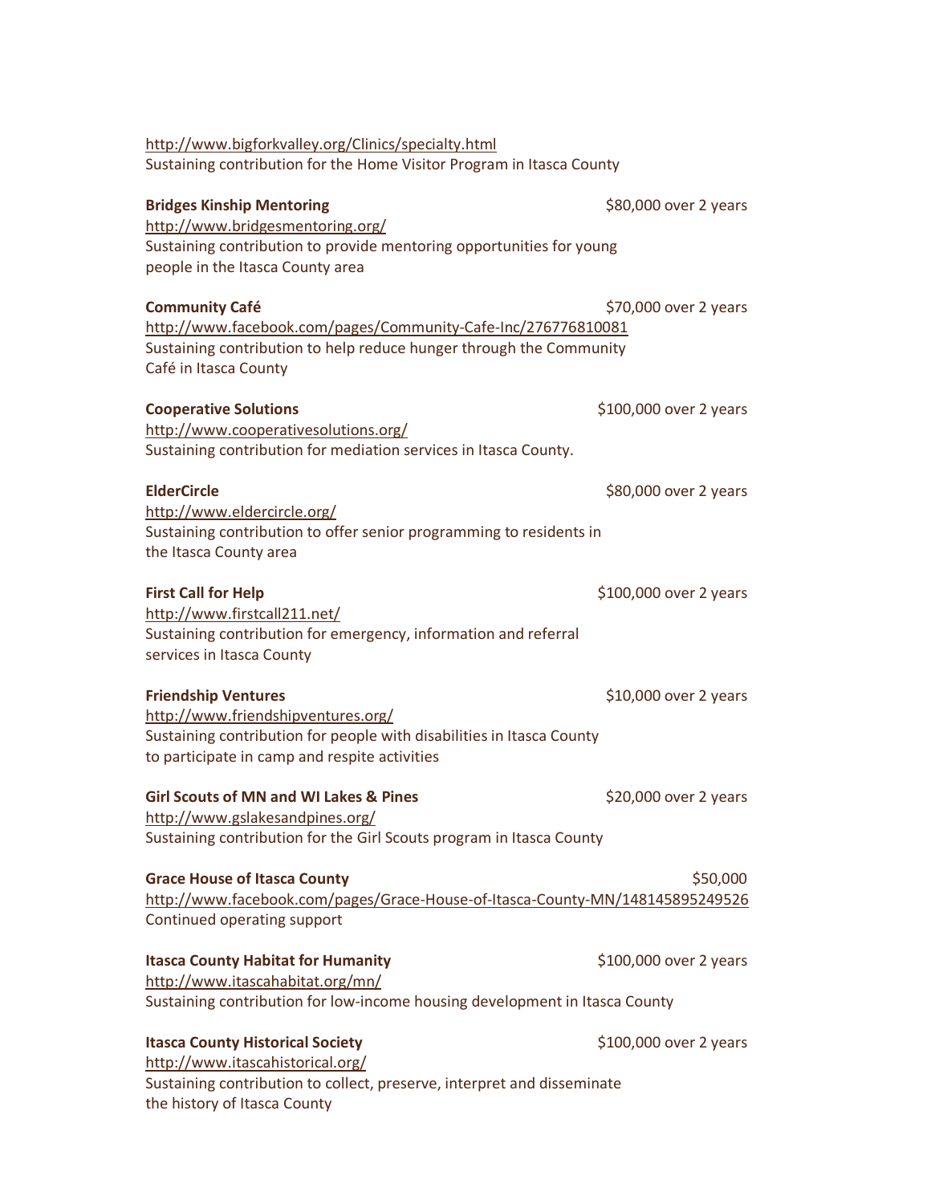http://www.bigforkvalley.org/Clinics/specialty.html
Sustaining contribution for the Home Visitor Program in Itasca County

**Bridges Kinship Mentoring** $80,000 over 2 years
http://www.bridgesmentoring.org/
Sustaining contribution to provide mentoring opportunities for young people in the Itasca County area

**Community Café** $70,000 over 2 years
http://www.facebook.com/pages/Community-Cafe-Inc/276776810081
Sustaining contribution to help reduce hunger through the Community Café in Itasca County

**Cooperative Solutions** $100,000 over 2 years
http://www.cooperativesolutions.org/
Sustaining contribution for mediation services in Itasca County.

**ElderCircle** $80,000 over 2 years
http://www.eldercircle.org/
Sustaining contribution to offer senior programming to residents in the Itasca County area

**First Call for Help** $100,000 over 2 years
http://www.firstcall211.net/
Sustaining contribution for emergency, information and referral services in Itasca County

**Friendship Ventures** $10,000 over 2 years
http://www.friendshipventures.org/
Sustaining contribution for people with disabilities in Itasca County to participate in camp and respite activities

**Girl Scouts of MN and WI Lakes & Pines** $20,000 over 2 years
http://www.gslakesandpines.org/
Sustaining contribution for the Girl Scouts program in Itasca County

**Grace House of Itasca County** $50,000
http://www.facebook.com/pages/Grace-House-of-Itasca-County-MN/148145895249526
Continued operating support

**Itasca County Habitat for Humanity** $100,000 over 2 years
http://www.itascahabitat.org/mn/
Sustaining contribution for low-income housing development in Itasca County

**Itasca County Historical Society** $100,000 over 2 years
http://www.itascahistorical.org/
Sustaining contribution to collect, preserve, interpret and disseminate the history of Itasca County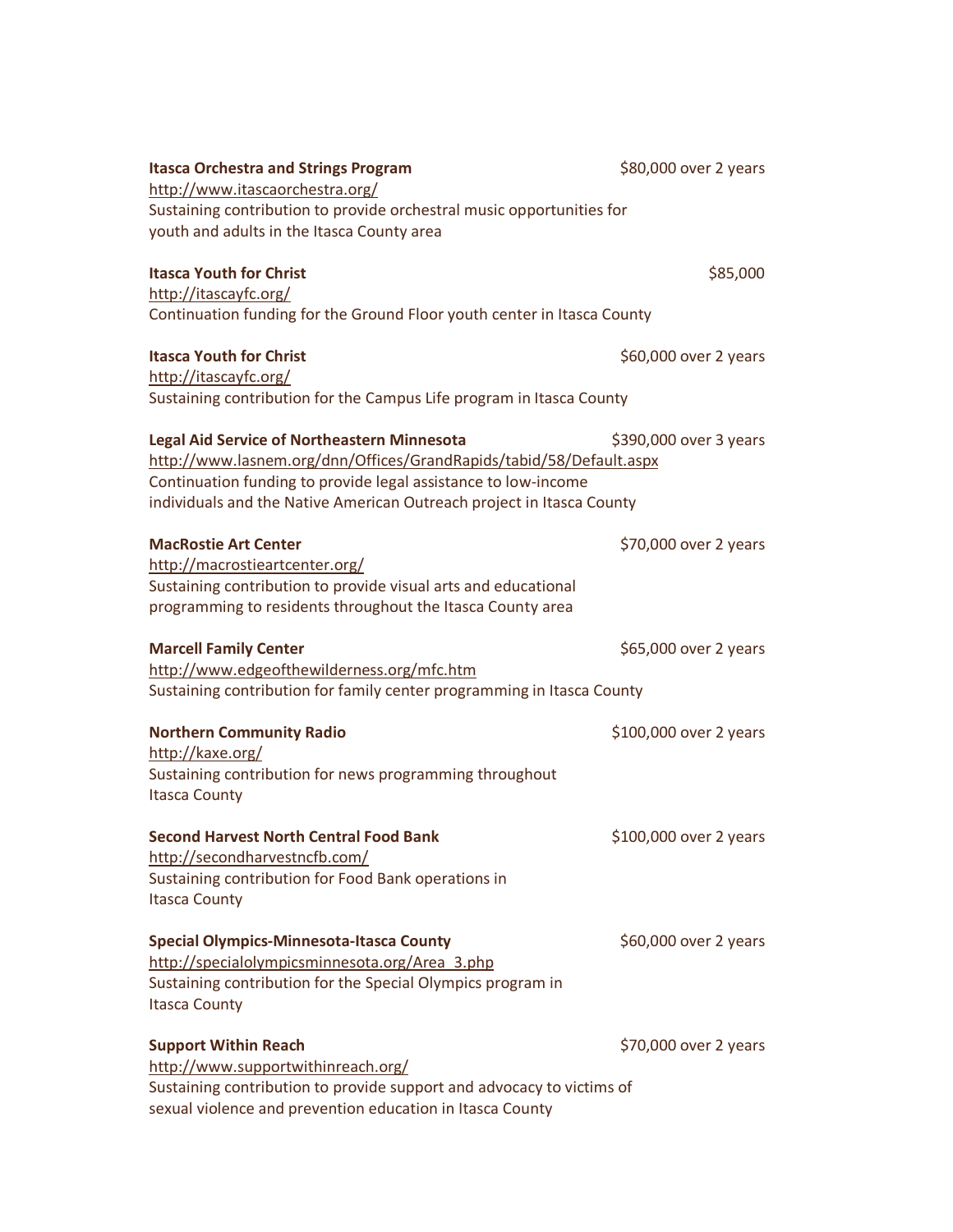**Itasca Orchestra and Strings Program** — $80,000 over 2 years
http://www.itascaorchestra.org/
Sustaining contribution to provide orchestral music opportunities for youth and adults in the Itasca County area

**Itasca Youth for Christ** — $85,000
http://itascayfc.org/
Continuation funding for the Ground Floor youth center in Itasca County

**Itasca Youth for Christ** — $60,000 over 2 years
http://itascayfc.org/
Sustaining contribution for the Campus Life program in Itasca County

**Legal Aid Service of Northeastern Minnesota** — $390,000 over 3 years
http://www.lasnem.org/dnn/Offices/GrandRapids/tabid/58/Default.aspx
Continuation funding to provide legal assistance to low-income individuals and the Native American Outreach project in Itasca County

**MacRostie Art Center** — $70,000 over 2 years
http://macrostieartcenter.org/
Sustaining contribution to provide visual arts and educational programming to residents throughout the Itasca County area

**Marcell Family Center** — $65,000 over 2 years
http://www.edgeofthewilderness.org/mfc.htm
Sustaining contribution for family center programming in Itasca County

**Northern Community Radio** — $100,000 over 2 years
http://kaxe.org/
Sustaining contribution for news programming throughout Itasca County

**Second Harvest North Central Food Bank** — $100,000 over 2 years
http://secondharvestncfb.com/
Sustaining contribution for Food Bank operations in Itasca County

**Special Olympics-Minnesota-Itasca County** — $60,000 over 2 years
http://specialolympicsminnesota.org/Area_3.php
Sustaining contribution for the Special Olympics program in Itasca County

**Support Within Reach** — $70,000 over 2 years
http://www.supportwithinreach.org/
Sustaining contribution to provide support and advocacy to victims of sexual violence and prevention education in Itasca County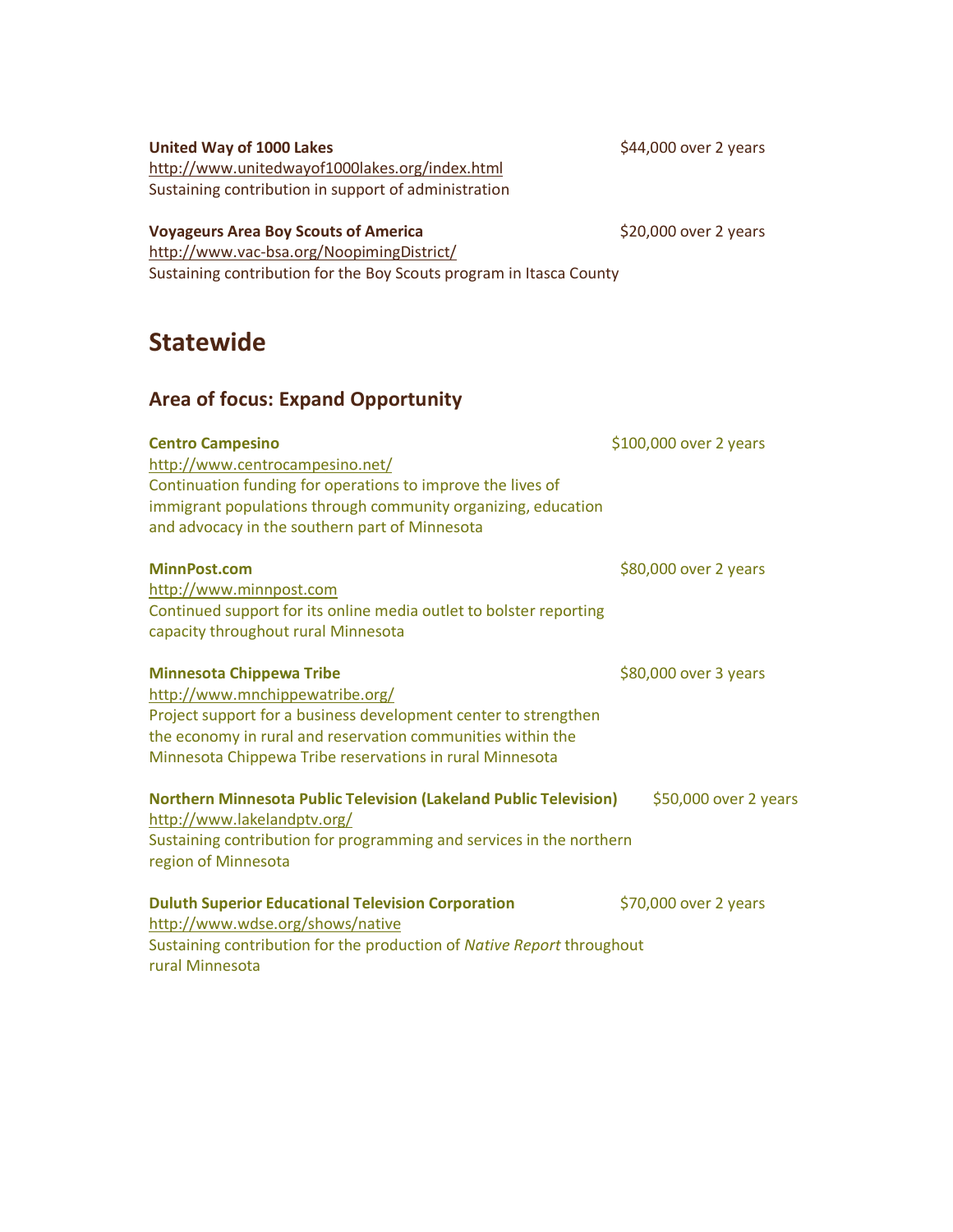**United Way of 1000 Lakes** $44,000 over 2 years
http://www.unitedwayof1000lakes.org/index.html
Sustaining contribution in support of administration

**Voyageurs Area Boy Scouts of America** $20,000 over 2 years
http://www.vac-bsa.org/NoopimingDistrict/
Sustaining contribution for the Boy Scouts program in Itasca County

# Statewide

## Area of focus: Expand Opportunity

**Centro Campesino** $100,000 over 2 years
http://www.centrocampesino.net/
Continuation funding for operations to improve the lives of immigrant populations through community organizing, education and advocacy in the southern part of Minnesota

**MinnPost.com** $80,000 over 2 years
http://www.minnpost.com
Continued support for its online media outlet to bolster reporting capacity throughout rural Minnesota

**Minnesota Chippewa Tribe** $80,000 over 3 years
http://www.mnchippewatribe.org/
Project support for a business development center to strengthen the economy in rural and reservation communities within the Minnesota Chippewa Tribe reservations in rural Minnesota

**Northern Minnesota Public Television (Lakeland Public Television)** $50,000 over 2 years
http://www.lakelandptv.org/
Sustaining contribution for programming and services in the northern region of Minnesota

**Duluth Superior Educational Television Corporation** $70,000 over 2 years
http://www.wdse.org/shows/native
Sustaining contribution for the production of *Native Report* throughout rural Minnesota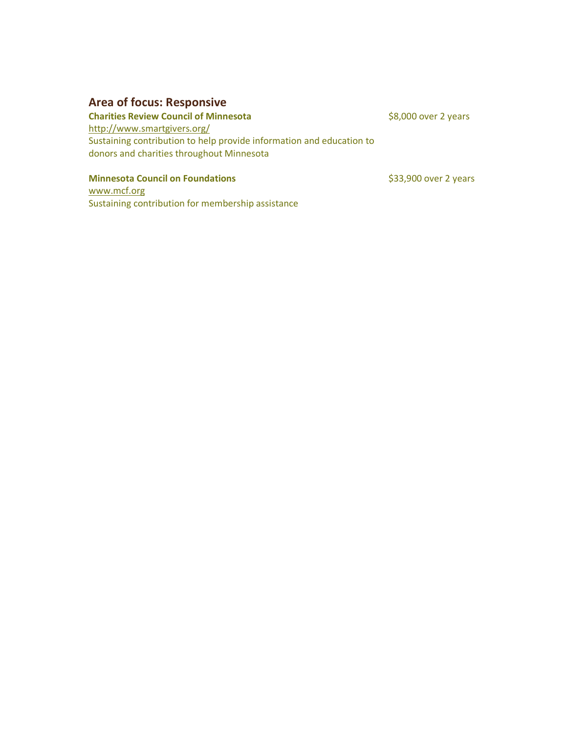## Area of focus: Responsive

**Charities Review Council of Minnesota** $8,000 over 2 years
http://www.smartgivers.org/
Sustaining contribution to help provide information and education to donors and charities throughout Minnesota

**Minnesota Council on Foundations** $33,900 over 2 years
www.mcf.org
Sustaining contribution for membership assistance